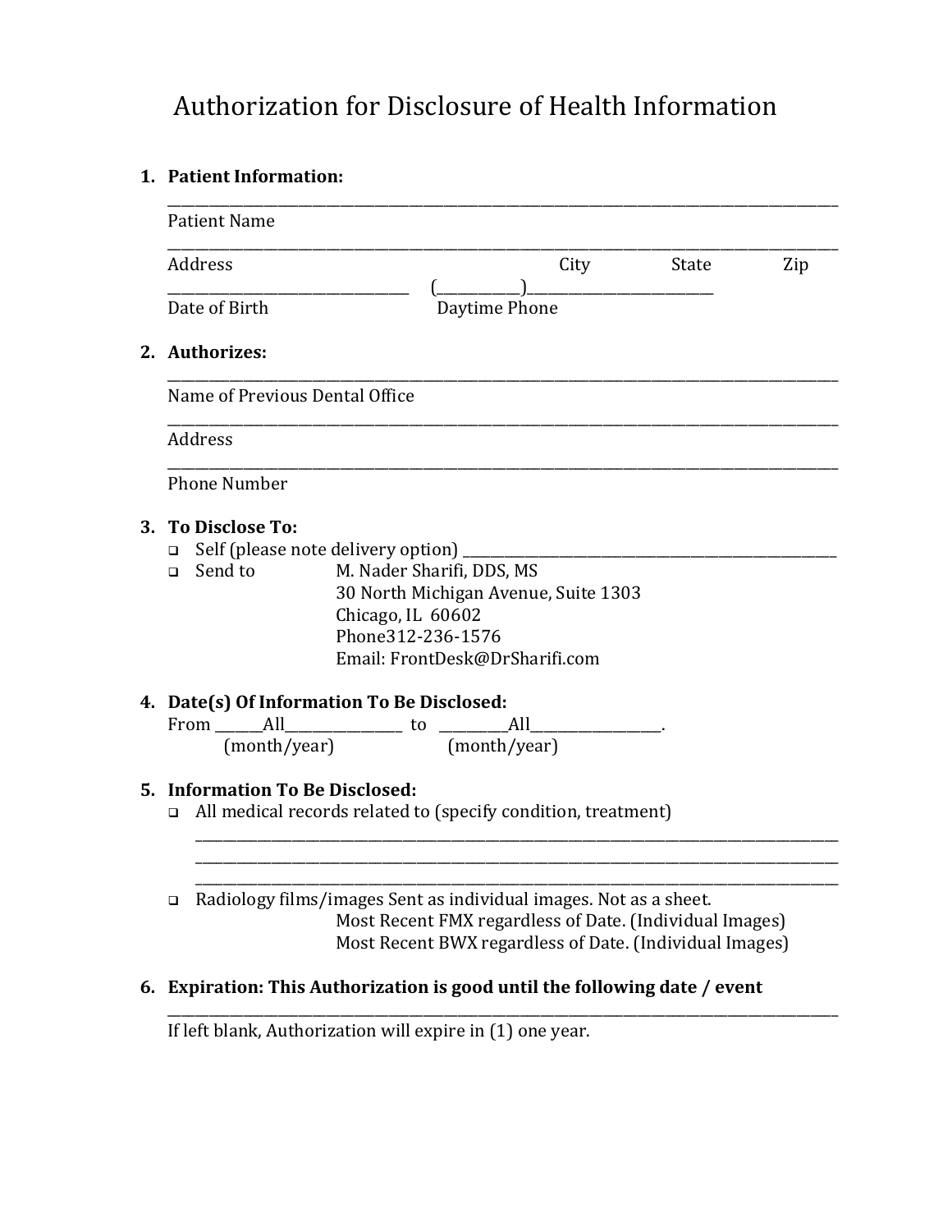# Authorization for Disclosure of Health Information

1. **Patient Information:**

   ______________________________________________________________________________
   Patient Name

   ______________________________________________________________________________
   Address                                        City            State            Zip

   ______________________________     (__________)______________________
   Date of Birth                              Daytime Phone

2. **Authorizes:**

   ______________________________________________________________________________
   Name of Previous Dental Office

   ______________________________________________________________________________
   Address

   ______________________________________________________________________________
   Phone Number

3. **To Disclose To:**
   - ❑ Self (please note delivery option) ______________________________________________
   - ❑ Send to        M. Nader Sharifi, DDS, MS
     30 North Michigan Avenue, Suite 1303
     Chicago, IL 60602
     Phone312-236-1576
     Email: FrontDesk@DrSharifi.com

4. **Date(s) Of Information To Be Disclosed:**

   From ______All_______________ to _________All_________________.
   (month/year)                    (month/year)

5. **Information To Be Disclosed:**
   - ❑ All medical records related to (specify condition, treatment)

     ______________________________________________________________________________
     ______________________________________________________________________________
     ______________________________________________________________________________
   - ❑ Radiology films/images Sent as individual images. Not as a sheet.
     Most Recent FMX regardless of Date. (Individual Images)
     Most Recent BWX regardless of Date. (Individual Images)

6. **Expiration: This Authorization is good until the following date / event**

   ______________________________________________________________________________
   If left blank, Authorization will expire in (1) one year.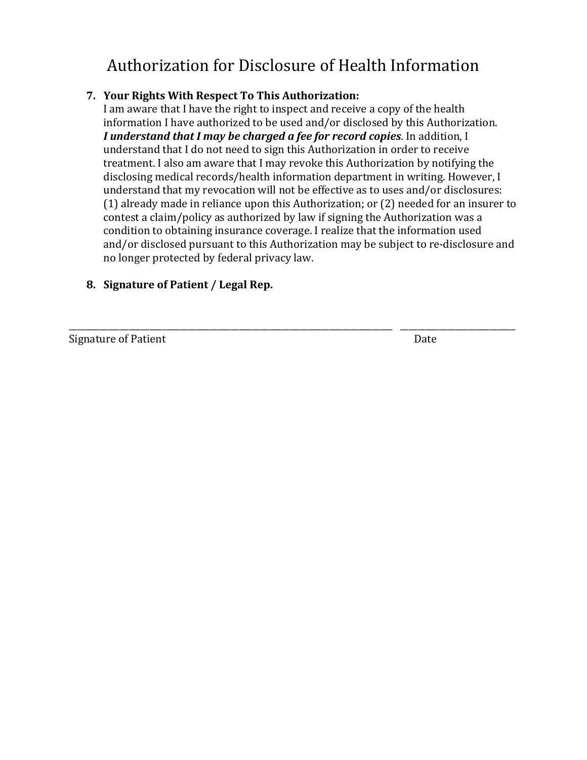# Authorization for Disclosure of Health Information

7. **Your Rights With Respect To This Authorization:**
   I am aware that I have the right to inspect and receive a copy of the health information I have authorized to be used and/or disclosed by this Authorization. ***I understand that I may be charged a fee for record copies***. In addition, I understand that I do not need to sign this Authorization in order to receive treatment. I also am aware that I may revoke this Authorization by notifying the disclosing medical records/health information department in writing. However, I understand that my revocation will not be effective as to uses and/or disclosures: (1) already made in reliance upon this Authorization; or (2) needed for an insurer to contest a claim/policy as authorized by law if signing the Authorization was a condition to obtaining insurance coverage. I realize that the information used and/or disclosed pursuant to this Authorization may be subject to re-disclosure and no longer protected by federal privacy law.

8. **Signature of Patient / Legal Rep.**

\_\_\_\_\_\_\_\_\_\_\_\_\_\_\_\_\_\_\_\_\_\_\_\_\_\_\_\_\_\_\_\_\_\_\_\_\_\_\_\_\_\_\_\_\_\_\_\_ \_\_\_\_\_\_\_\_\_\_\_\_\_\_\_\_\_\_\_\_

Signature of Patient Date